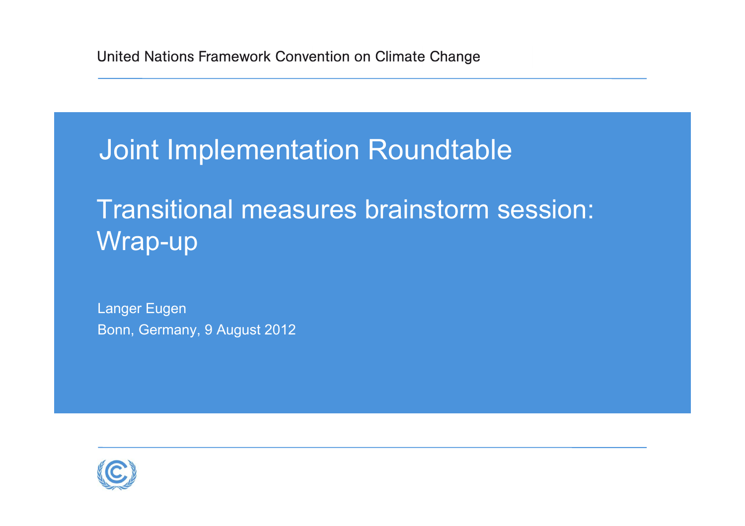United Nations Framework Convention on Climate Change

# Joint Implementation Roundtable

## Transitional measures brainstorm session: Wrap-up

Langer Eugen

Bonn, Germany, 9 August 2012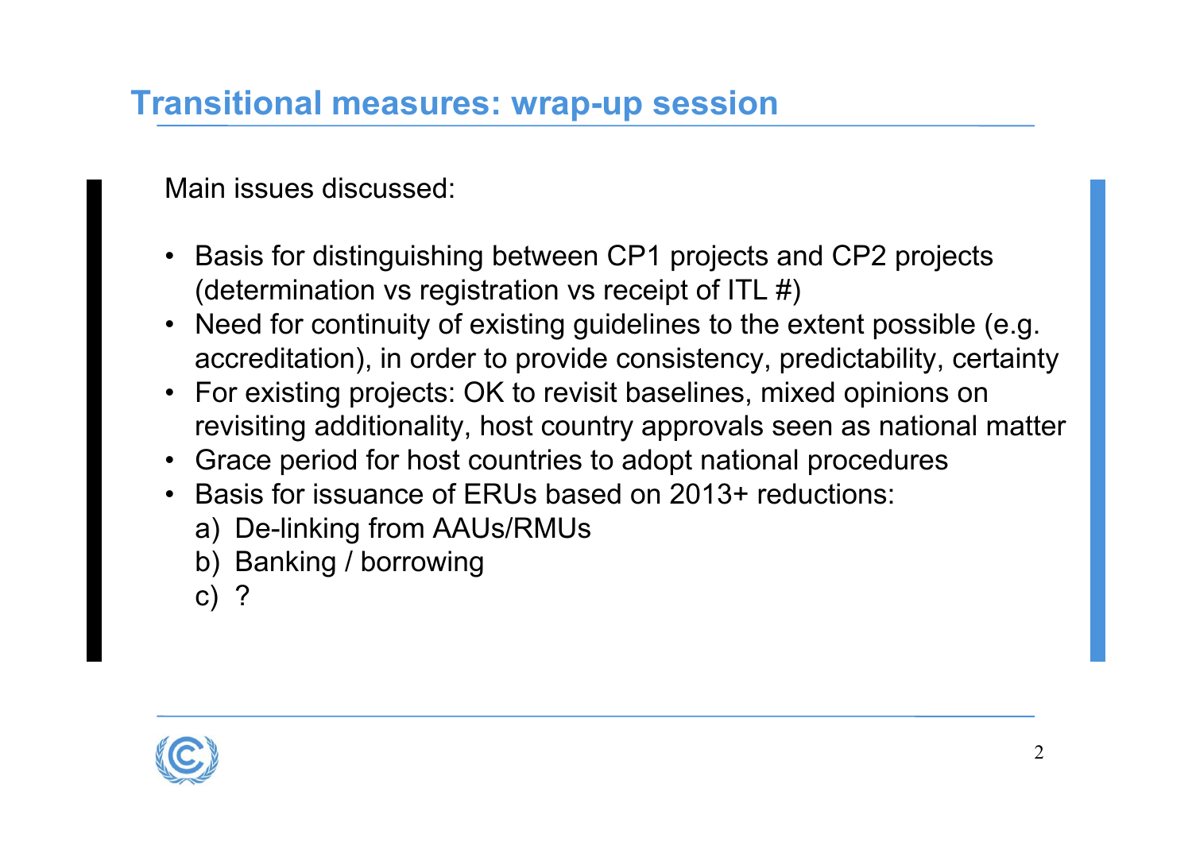## Transitional measures: wrap-up session

Main issues discussed:

- Basis for distinguishing between CP1 projects and CP2 projects (determination vs registration vs receipt of ITL #)
- Need for continuity of existing guidelines to the extent possible (e.g. accreditation), in order to provide consistency, predictability, certainty
- For existing projects: OK to revisit baselines, mixed opinions on revisiting additionality, host country approvals seen as national matter
- Grace period for host countries to adopt national procedures
- Basis for issuance of ERUs based on 2013+ reductions:
  a) De-linking from AAUs/RMUs
  b) Banking / borrowing
  c) ?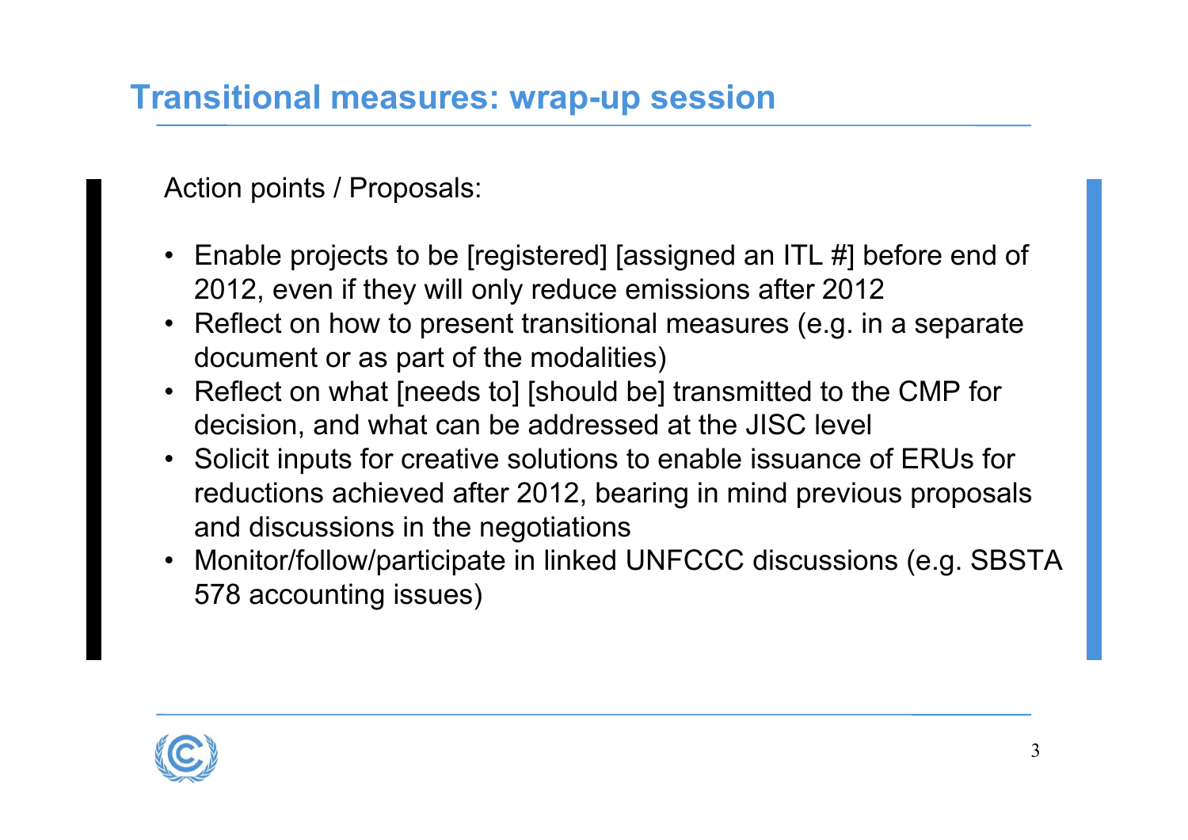## Transitional measures: wrap-up session

Action points / Proposals:

- Enable projects to be [registered] [assigned an ITL #] before end of 2012, even if they will only reduce emissions after 2012
- Reflect on how to present transitional measures (e.g. in a separate document or as part of the modalities)
- Reflect on what [needs to] [should be] transmitted to the CMP for decision, and what can be addressed at the JISC level
- Solicit inputs for creative solutions to enable issuance of ERUs for reductions achieved after 2012, bearing in mind previous proposals and discussions in the negotiations
- Monitor/follow/participate in linked UNFCCC discussions (e.g. SBSTA 578 accounting issues)